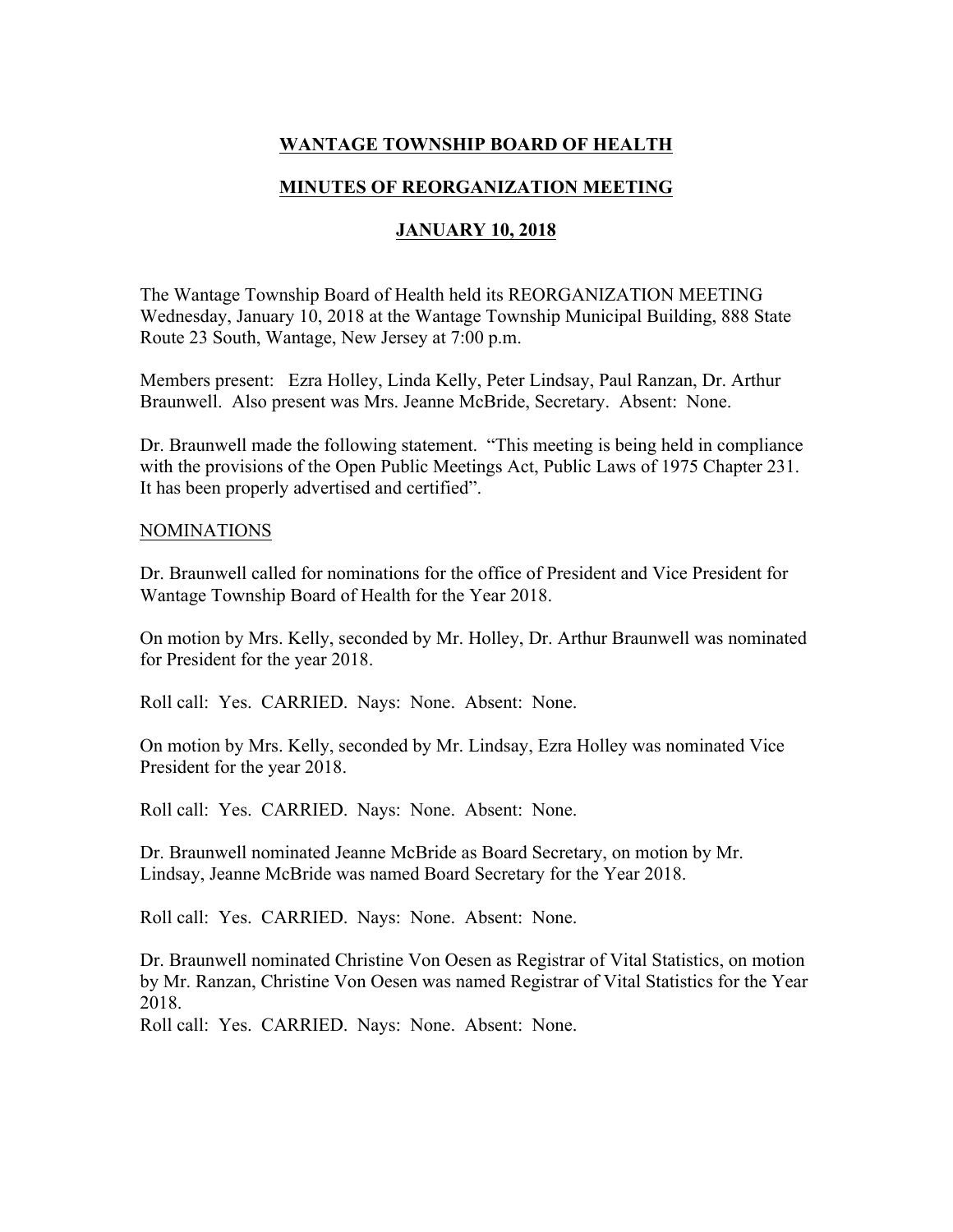# WANTAGE TOWNSHIP BOARD OF HEALTH

## MINUTES OF REORGANIZATION MEETING

## JANUARY 10, 2018

The Wantage Township Board of Health held its REORGANIZATION MEETING Wednesday, January 10, 2018 at the Wantage Township Municipal Building, 888 State Route 23 South, Wantage, New Jersey at 7:00 p.m.

Members present: Ezra Holley, Linda Kelly, Peter Lindsay, Paul Ranzan, Dr. Arthur Braunwell. Also present was Mrs. Jeanne McBride, Secretary. Absent: None.

Dr. Braunwell made the following statement. "This meeting is being held in compliance with the provisions of the Open Public Meetings Act, Public Laws of 1975 Chapter 231. It has been properly advertised and certified".

NOMINATIONS

Dr. Braunwell called for nominations for the office of President and Vice President for Wantage Township Board of Health for the Year 2018.

On motion by Mrs. Kelly, seconded by Mr. Holley, Dr. Arthur Braunwell was nominated for President for the year 2018.

Roll call: Yes. CARRIED. Nays: None. Absent: None.

On motion by Mrs. Kelly, seconded by Mr. Lindsay, Ezra Holley was nominated Vice President for the year 2018.

Roll call: Yes. CARRIED. Nays: None. Absent: None.

Dr. Braunwell nominated Jeanne McBride as Board Secretary, on motion by Mr. Lindsay, Jeanne McBride was named Board Secretary for the Year 2018.

Roll call: Yes. CARRIED. Nays: None. Absent: None.

Dr. Braunwell nominated Christine Von Oesen as Registrar of Vital Statistics, on motion by Mr. Ranzan, Christine Von Oesen was named Registrar of Vital Statistics for the Year 2018.

Roll call: Yes. CARRIED. Nays: None. Absent: None.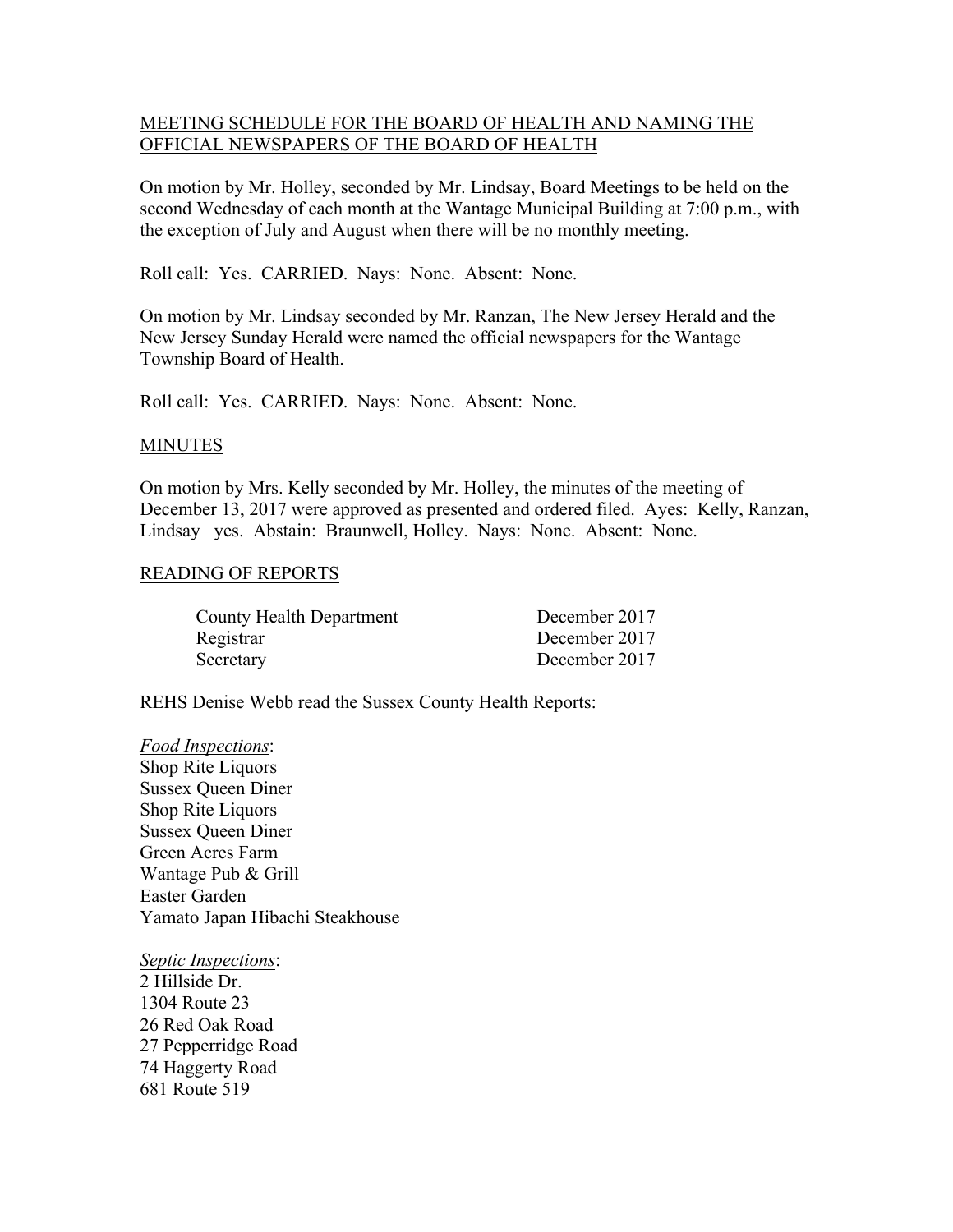MEETING SCHEDULE FOR THE BOARD OF HEALTH AND NAMING THE OFFICIAL NEWSPAPERS OF THE BOARD OF HEALTH

On motion by Mr. Holley, seconded by Mr. Lindsay, Board Meetings to be held on the second Wednesday of each month at the Wantage Municipal Building at 7:00 p.m., with the exception of July and August when there will be no monthly meeting.

Roll call: Yes. CARRIED. Nays: None. Absent: None.

On motion by Mr. Lindsay seconded by Mr. Ranzan, The New Jersey Herald and the New Jersey Sunday Herald were named the official newspapers for the Wantage Township Board of Health.

Roll call: Yes. CARRIED. Nays: None. Absent: None.

MINUTES

On motion by Mrs. Kelly seconded by Mr. Holley, the minutes of the meeting of December 13, 2017 were approved as presented and ordered filed. Ayes: Kelly, Ranzan, Lindsay yes. Abstain: Braunwell, Holley. Nays: None. Absent: None.

READING OF REPORTS

| | |
|---|---|
| County Health Department | December 2017 |
| Registrar | December 2017 |
| Secretary | December 2017 |

REHS Denise Webb read the Sussex County Health Reports:

*Food Inspections*:
Shop Rite Liquors
Sussex Queen Diner
Shop Rite Liquors
Sussex Queen Diner
Green Acres Farm
Wantage Pub & Grill
Easter Garden
Yamato Japan Hibachi Steakhouse

*Septic Inspections*:
2 Hillside Dr.
1304 Route 23
26 Red Oak Road
27 Pepperridge Road
74 Haggerty Road
681 Route 519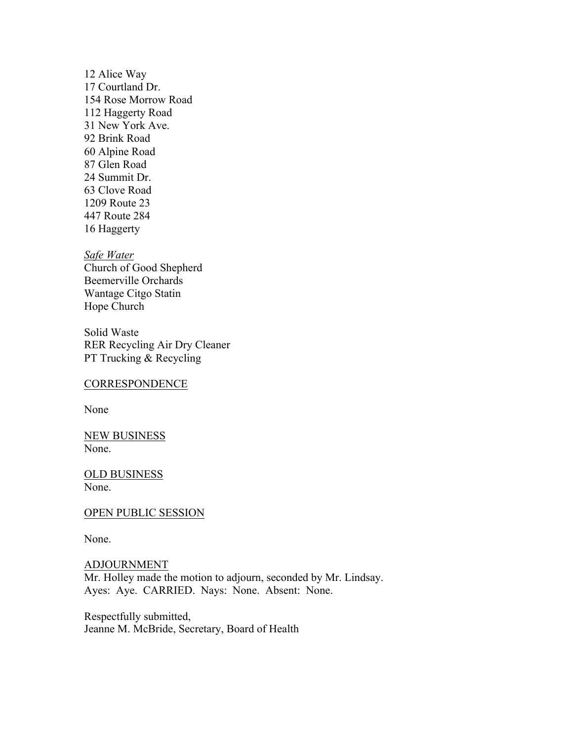12 Alice Way
17 Courtland Dr.
154 Rose Morrow Road
112 Haggerty Road
31 New York Ave.
92 Brink Road
60 Alpine Road
87 Glen Road
24 Summit Dr.
63 Clove Road
1209 Route 23
447 Route 284
16 Haggerty

*Safe Water*
Church of Good Shepherd
Beemerville Orchards
Wantage Citgo Statin
Hope Church

Solid Waste
RER Recycling Air Dry Cleaner
PT Trucking & Recycling

CORRESPONDENCE

None

NEW BUSINESS
None.

OLD BUSINESS
None.

OPEN PUBLIC SESSION

None.

ADJOURNMENT
Mr. Holley made the motion to adjourn, seconded by Mr. Lindsay.
Ayes: Aye. CARRIED. Nays: None. Absent: None.

Respectfully submitted,
Jeanne M. McBride, Secretary, Board of Health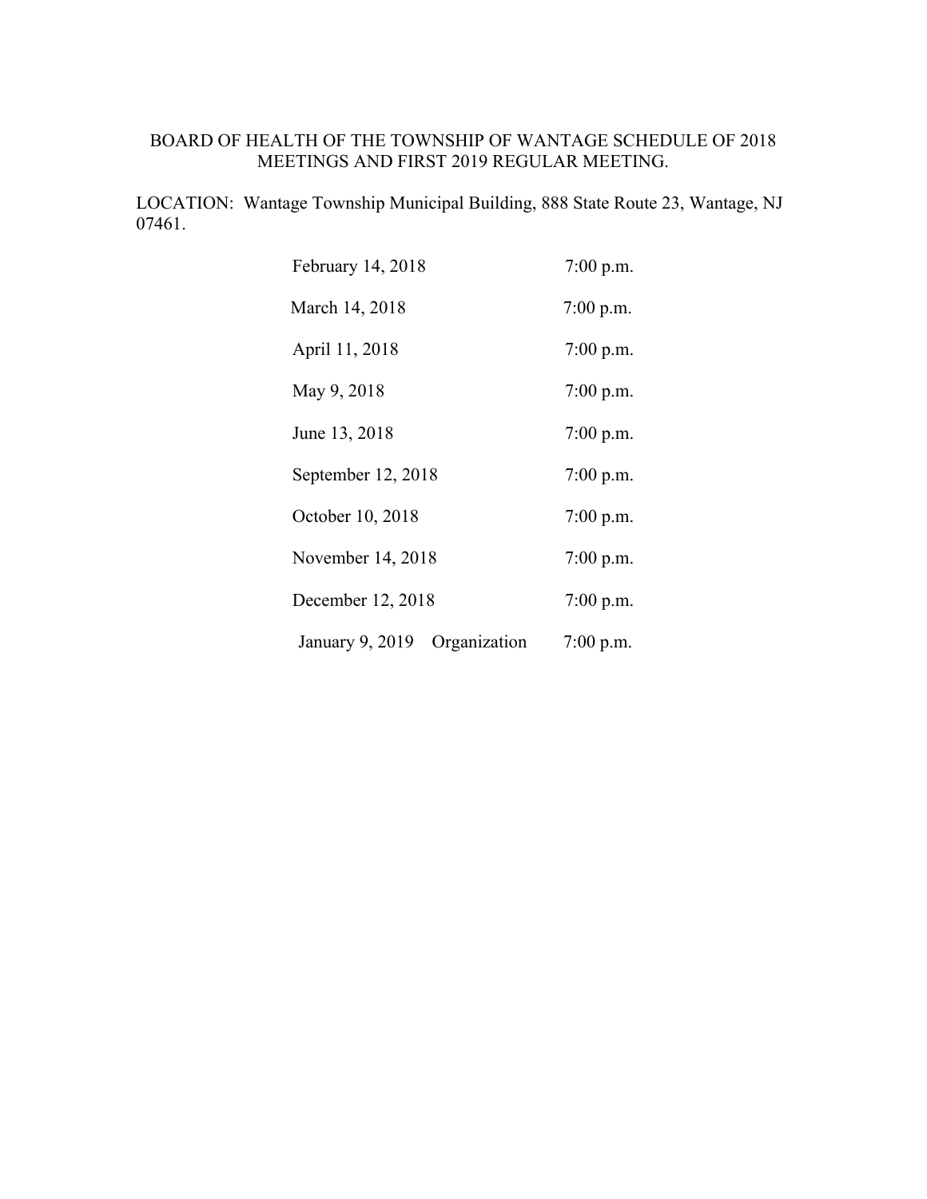BOARD OF HEALTH OF THE TOWNSHIP OF WANTAGE SCHEDULE OF 2018 MEETINGS AND FIRST 2019 REGULAR MEETING.

LOCATION: Wantage Township Municipal Building, 888 State Route 23, Wantage, NJ 07461.

| | | |
|---|---|---|
| February 14, 2018 | | 7:00 p.m. |
| March 14, 2018 | | 7:00 p.m. |
| April 11, 2018 | | 7:00 p.m. |
| May 9, 2018 | | 7:00 p.m. |
| June 13, 2018 | | 7:00 p.m. |
| September 12, 2018 | | 7:00 p.m. |
| October 10, 2018 | | 7:00 p.m. |
| November 14, 2018 | | 7:00 p.m. |
| December 12, 2018 | | 7:00 p.m. |
| January 9, 2019 | Organization | 7:00 p.m. |